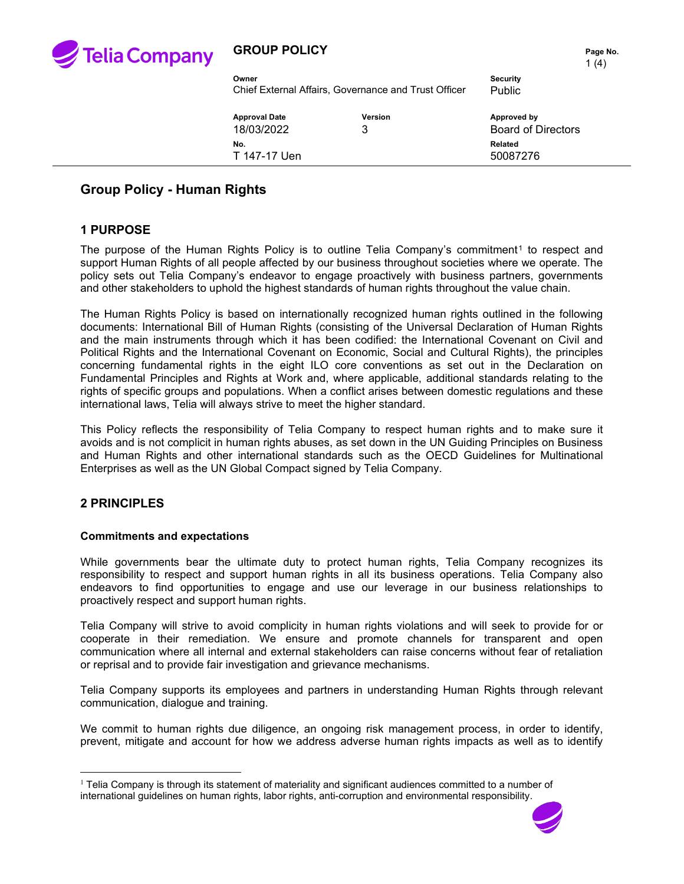| GROUP POLICY | | |
|---|---|---|
| **Owner**<br>Chief External Affairs, Governance and Trust Officer | | **Security**<br>Public |
| **Approval Date**<br>18/03/2022 | **Version**<br>3 | **Approved by**<br>Board of Directors |
| **No.**<br>T 147-17 Uen | | **Related**<br>50087276 |

# Group Policy - Human Rights

## 1 PURPOSE

The purpose of the Human Rights Policy is to outline Telia Company's commitment[1] to respect and support Human Rights of all people affected by our business throughout societies where we operate. The policy sets out Telia Company's endeavor to engage proactively with business partners, governments and other stakeholders to uphold the highest standards of human rights throughout the value chain.

The Human Rights Policy is based on internationally recognized human rights outlined in the following documents: International Bill of Human Rights (consisting of the Universal Declaration of Human Rights and the main instruments through which it has been codified: the International Covenant on Civil and Political Rights and the International Covenant on Economic, Social and Cultural Rights), the principles concerning fundamental rights in the eight ILO core conventions as set out in the Declaration on Fundamental Principles and Rights at Work and, where applicable, additional standards relating to the rights of specific groups and populations. When a conflict arises between domestic regulations and these international laws, Telia will always strive to meet the higher standard.

This Policy reflects the responsibility of Telia Company to respect human rights and to make sure it avoids and is not complicit in human rights abuses, as set down in the UN Guiding Principles on Business and Human Rights and other international standards such as the OECD Guidelines for Multinational Enterprises as well as the UN Global Compact signed by Telia Company.

## 2 PRINCIPLES

### Commitments and expectations

While governments bear the ultimate duty to protect human rights, Telia Company recognizes its responsibility to respect and support human rights in all its business operations. Telia Company also endeavors to find opportunities to engage and use our leverage in our business relationships to proactively respect and support human rights.

Telia Company will strive to avoid complicity in human rights violations and will seek to provide for or cooperate in their remediation. We ensure and promote channels for transparent and open communication where all internal and external stakeholders can raise concerns without fear of retaliation or reprisal and to provide fair investigation and grievance mechanisms.

Telia Company supports its employees and partners in understanding Human Rights through relevant communication, dialogue and training.

We commit to human rights due diligence, an ongoing risk management process, in order to identify, prevent, mitigate and account for how we address adverse human rights impacts as well as to identify

[1] Telia Company is through its statement of materiality and significant audiences committed to a number of international guidelines on human rights, labor rights, anti-corruption and environmental responsibility.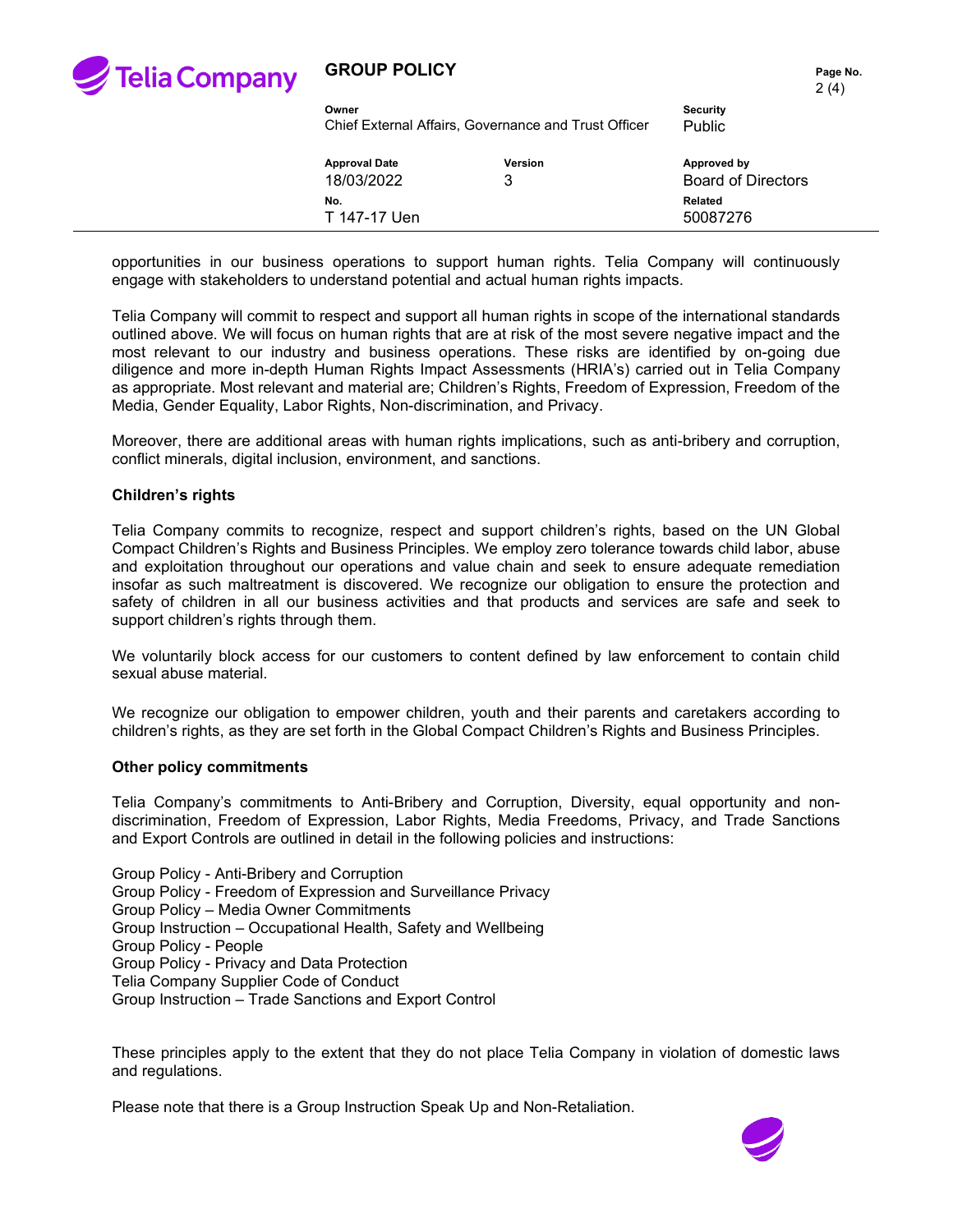opportunities in our business operations to support human rights. Telia Company will continuously engage with stakeholders to understand potential and actual human rights impacts.

Telia Company will commit to respect and support all human rights in scope of the international standards outlined above. We will focus on human rights that are at risk of the most severe negative impact and the most relevant to our industry and business operations. These risks are identified by on-going due diligence and more in-depth Human Rights Impact Assessments (HRIA's) carried out in Telia Company as appropriate. Most relevant and material are; Children's Rights, Freedom of Expression, Freedom of the Media, Gender Equality, Labor Rights, Non-discrimination, and Privacy.

Moreover, there are additional areas with human rights implications, such as anti-bribery and corruption, conflict minerals, digital inclusion, environment, and sanctions.

**Children's rights**

Telia Company commits to recognize, respect and support children's rights, based on the UN Global Compact Children's Rights and Business Principles. We employ zero tolerance towards child labor, abuse and exploitation throughout our operations and value chain and seek to ensure adequate remediation insofar as such maltreatment is discovered. We recognize our obligation to ensure the protection and safety of children in all our business activities and that products and services are safe and seek to support children's rights through them.

We voluntarily block access for our customers to content defined by law enforcement to contain child sexual abuse material.

We recognize our obligation to empower children, youth and their parents and caretakers according to children's rights, as they are set forth in the Global Compact Children's Rights and Business Principles.

**Other policy commitments**

Telia Company's commitments to Anti-Bribery and Corruption, Diversity, equal opportunity and non-discrimination, Freedom of Expression, Labor Rights, Media Freedoms, Privacy, and Trade Sanctions and Export Controls are outlined in detail in the following policies and instructions:

Group Policy - Anti-Bribery and Corruption
Group Policy - Freedom of Expression and Surveillance Privacy
Group Policy – Media Owner Commitments
Group Instruction – Occupational Health, Safety and Wellbeing
Group Policy - People
Group Policy - Privacy and Data Protection
Telia Company Supplier Code of Conduct
Group Instruction – Trade Sanctions and Export Control

These principles apply to the extent that they do not place Telia Company in violation of domestic laws and regulations.

Please note that there is a Group Instruction Speak Up and Non-Retaliation.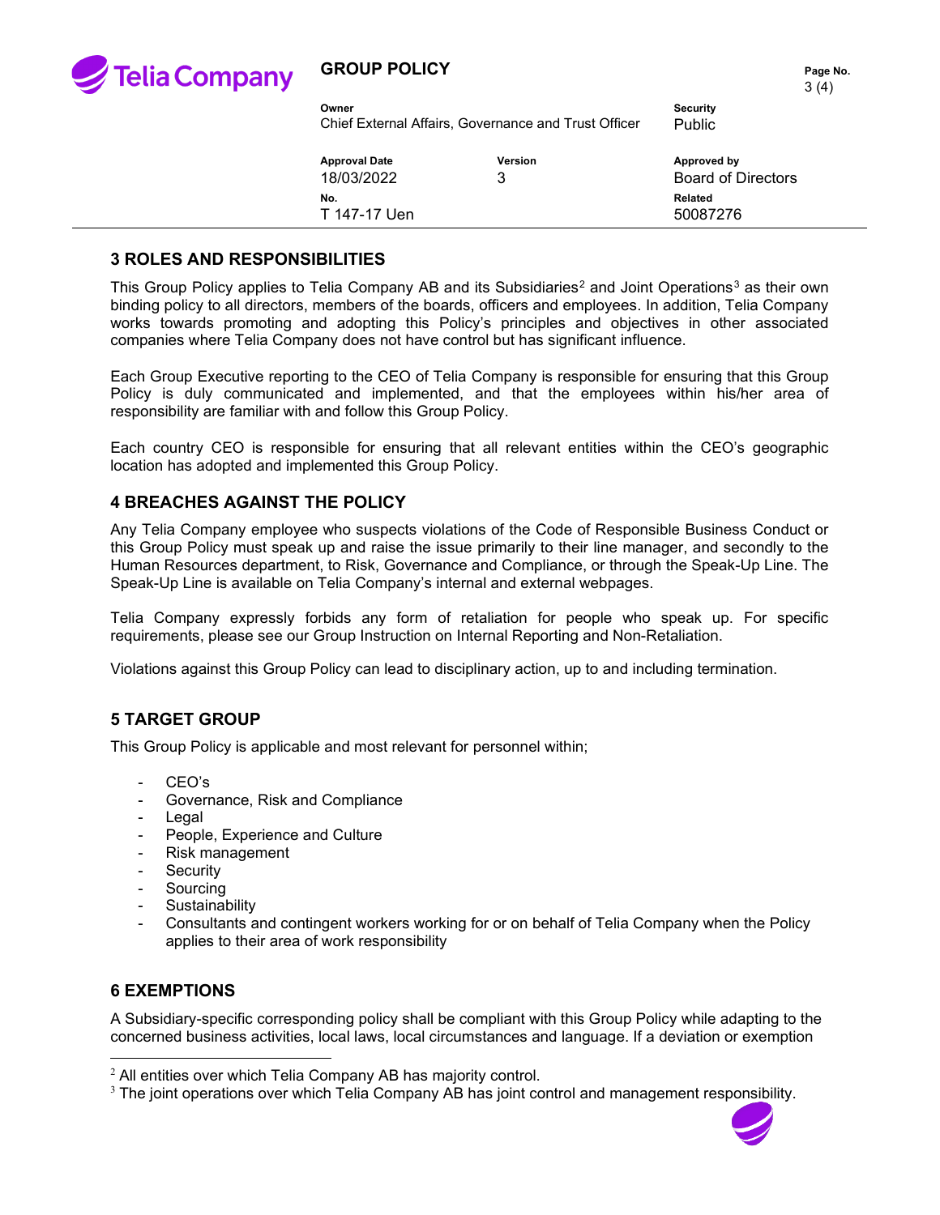## 3 ROLES AND RESPONSIBILITIES

This Group Policy applies to Telia Company AB and its Subsidiaries[2] and Joint Operations[3] as their own binding policy to all directors, members of the boards, officers and employees. In addition, Telia Company works towards promoting and adopting this Policy's principles and objectives in other associated companies where Telia Company does not have control but has significant influence.

Each Group Executive reporting to the CEO of Telia Company is responsible for ensuring that this Group Policy is duly communicated and implemented, and that the employees within his/her area of responsibility are familiar with and follow this Group Policy.

Each country CEO is responsible for ensuring that all relevant entities within the CEO's geographic location has adopted and implemented this Group Policy.

## 4 BREACHES AGAINST THE POLICY

Any Telia Company employee who suspects violations of the Code of Responsible Business Conduct or this Group Policy must speak up and raise the issue primarily to their line manager, and secondly to the Human Resources department, to Risk, Governance and Compliance, or through the Speak-Up Line. The Speak-Up Line is available on Telia Company's internal and external webpages.

Telia Company expressly forbids any form of retaliation for people who speak up. For specific requirements, please see our Group Instruction on Internal Reporting and Non-Retaliation.

Violations against this Group Policy can lead to disciplinary action, up to and including termination.

## 5 TARGET GROUP

This Group Policy is applicable and most relevant for personnel within;

- CEO's
- Governance, Risk and Compliance
- Legal
- People, Experience and Culture
- Risk management
- Security
- Sourcing
- Sustainability
- Consultants and contingent workers working for or on behalf of Telia Company when the Policy applies to their area of work responsibility

## 6 EXEMPTIONS

A Subsidiary-specific corresponding policy shall be compliant with this Group Policy while adapting to the concerned business activities, local laws, local circumstances and language. If a deviation or exemption

[2] All entities over which Telia Company AB has majority control.

[3] The joint operations over which Telia Company AB has joint control and management responsibility.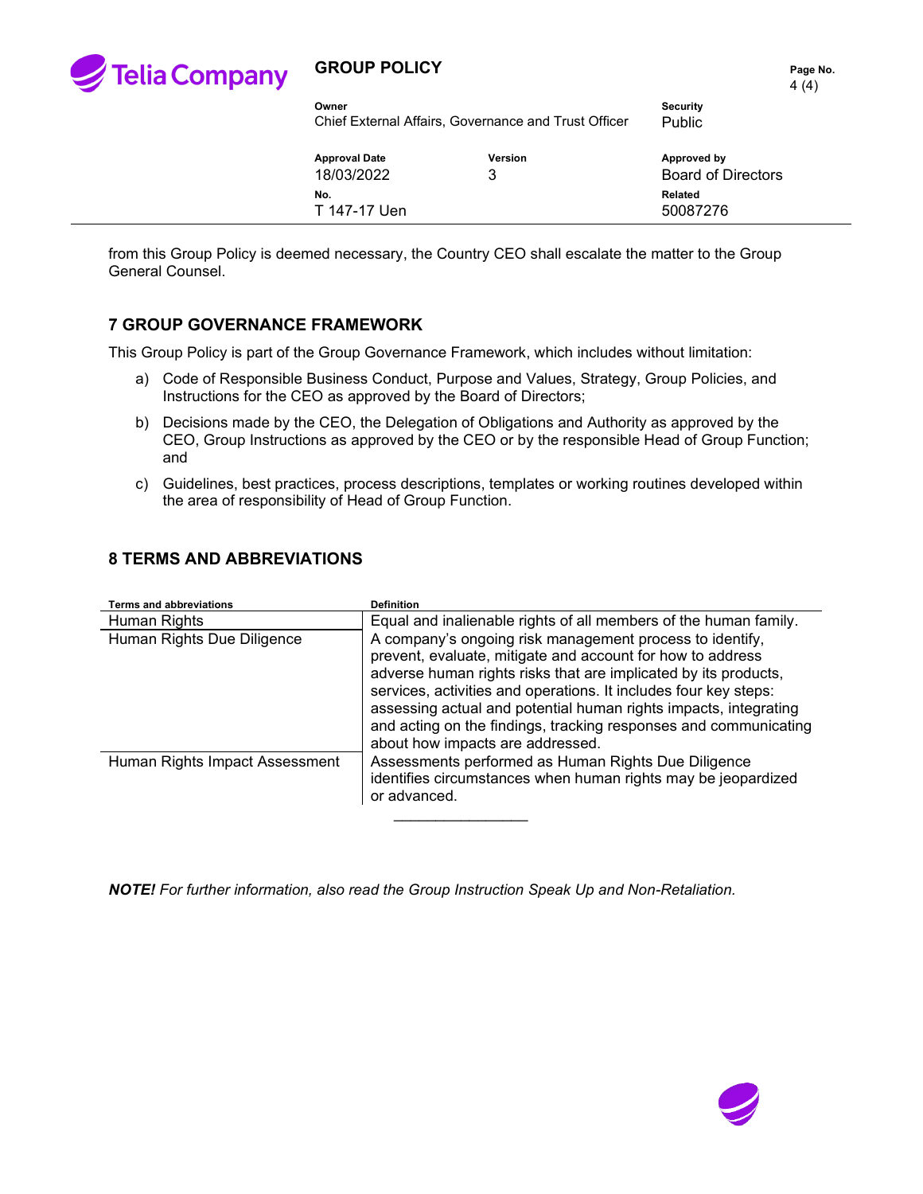from this Group Policy is deemed necessary, the Country CEO shall escalate the matter to the Group General Counsel.

## 7 GROUP GOVERNANCE FRAMEWORK

This Group Policy is part of the Group Governance Framework, which includes without limitation:

a) Code of Responsible Business Conduct, Purpose and Values, Strategy, Group Policies, and Instructions for the CEO as approved by the Board of Directors;

b) Decisions made by the CEO, the Delegation of Obligations and Authority as approved by the CEO, Group Instructions as approved by the CEO or by the responsible Head of Group Function; and

c) Guidelines, best practices, process descriptions, templates or working routines developed within the area of responsibility of Head of Group Function.

## 8 TERMS AND ABBREVIATIONS

| Terms and abbreviations | Definition |
| --- | --- |
| Human Rights | Equal and inalienable rights of all members of the human family. |
| Human Rights Due Diligence | A company's ongoing risk management process to identify, prevent, evaluate, mitigate and account for how to address adverse human rights risks that are implicated by its products, services, activities and operations. It includes four key steps: assessing actual and potential human rights impacts, integrating and acting on the findings, tracking responses and communicating about how impacts are addressed. |
| Human Rights Impact Assessment | Assessments performed as Human Rights Due Diligence identifies circumstances when human rights may be jeopardized or advanced. |

________________

***NOTE!*** *For further information, also read the Group Instruction Speak Up and Non-Retaliation.*